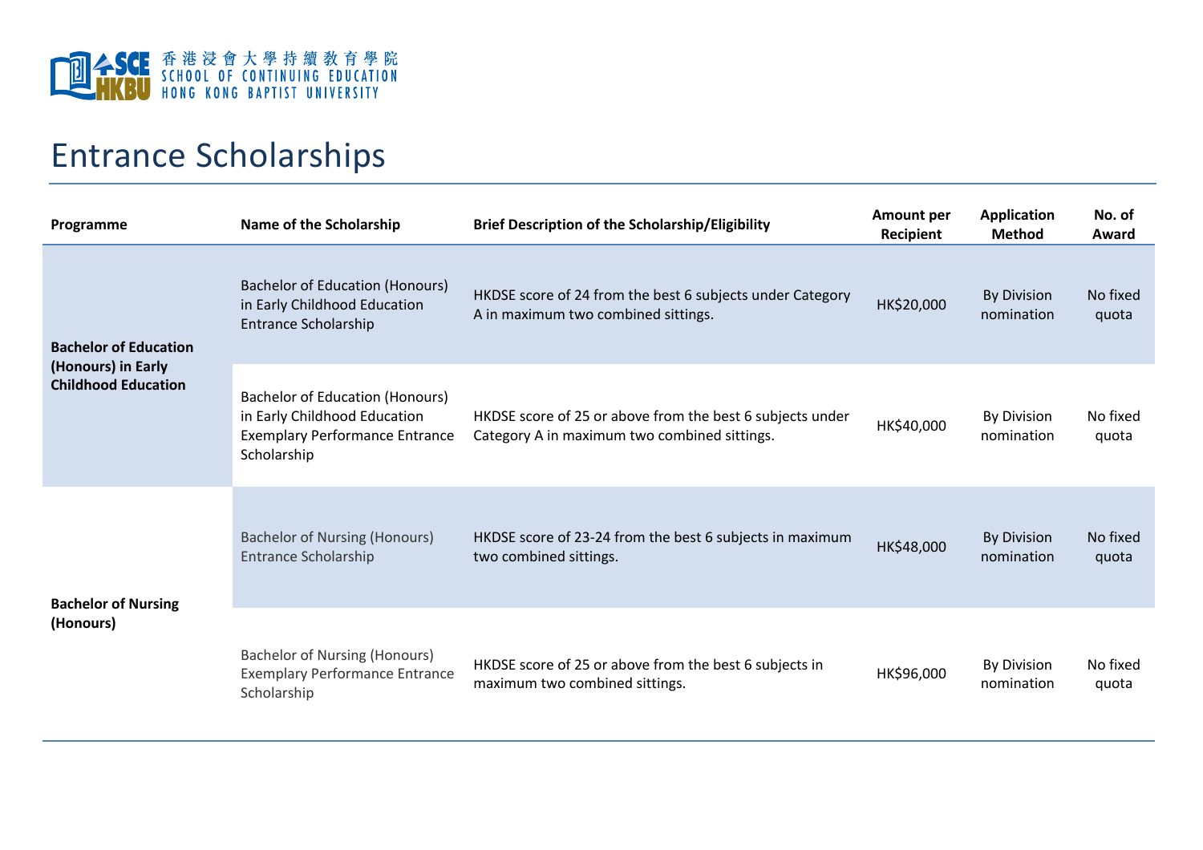香港浸會大學持續教育學院
SCHOOL OF CONTINUING EDUCATION
HONG KONG BAPTIST UNIVERSITY

# Entrance Scholarships

| Programme | Name of the Scholarship | Brief Description of the Scholarship/Eligibility | Amount per Recipient | Application Method | No. of Award |
|---|---|---|---|---|---|
| **Bachelor of Education (Honours) in Early Childhood Education** | Bachelor of Education (Honours) in Early Childhood Education Entrance Scholarship | HKDSE score of 24 from the best 6 subjects under Category A in maximum two combined sittings. | HK$20,000 | By Division nomination | No fixed quota |
| | Bachelor of Education (Honours) in Early Childhood Education Exemplary Performance Entrance Scholarship | HKDSE score of 25 or above from the best 6 subjects under Category A in maximum two combined sittings. | HK$40,000 | By Division nomination | No fixed quota |
| **Bachelor of Nursing (Honours)** | Bachelor of Nursing (Honours) Entrance Scholarship | HKDSE score of 23-24 from the best 6 subjects in maximum two combined sittings. | HK$48,000 | By Division nomination | No fixed quota |
| | Bachelor of Nursing (Honours) Exemplary Performance Entrance Scholarship | HKDSE score of 25 or above from the best 6 subjects in maximum two combined sittings. | HK$96,000 | By Division nomination | No fixed quota |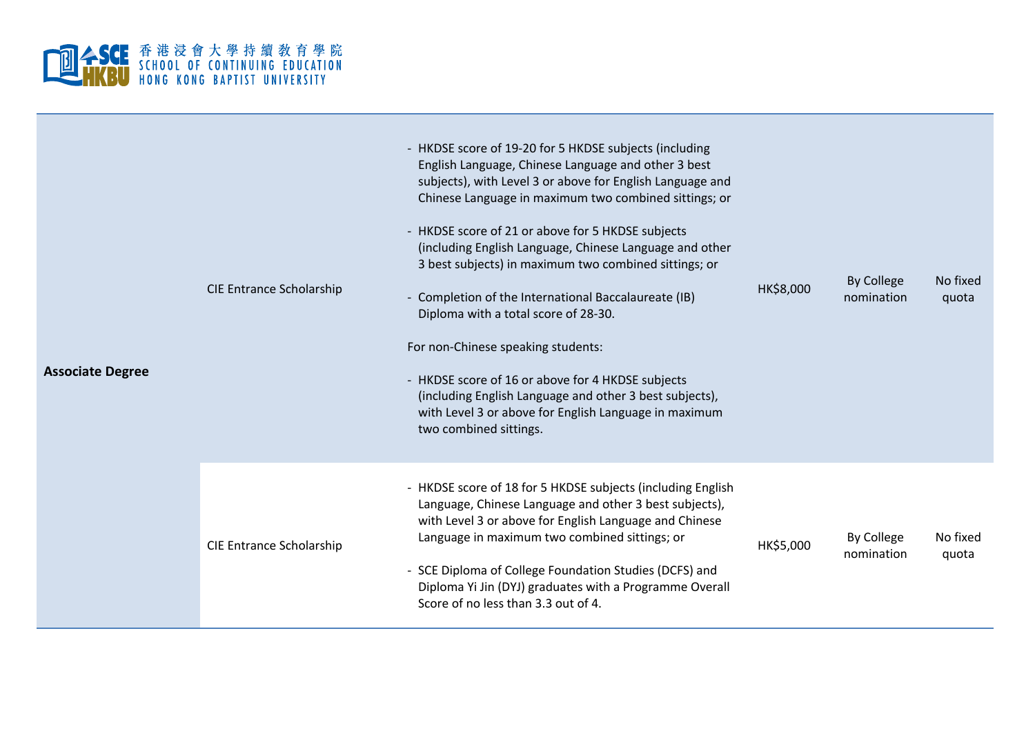| | | | | | |
|---|---|---|---|---|---|
| **Associate Degree** | CIE Entrance Scholarship | - HKDSE score of 19-20 for 5 HKDSE subjects (including English Language, Chinese Language and other 3 best subjects), with Level 3 or above for English Language and Chinese Language in maximum two combined sittings; or<br><br>- HKDSE score of 21 or above for 5 HKDSE subjects (including English Language, Chinese Language and other 3 best subjects) in maximum two combined sittings; or<br><br>- Completion of the International Baccalaureate (IB) Diploma with a total score of 28-30.<br><br>For non-Chinese speaking students:<br><br>- HKDSE score of 16 or above for 4 HKDSE subjects (including English Language and other 3 best subjects), with Level 3 or above for English Language in maximum two combined sittings. | HK$8,000 | By College nomination | No fixed quota |
| | CIE Entrance Scholarship | - HKDSE score of 18 for 5 HKDSE subjects (including English Language, Chinese Language and other 3 best subjects), with Level 3 or above for English Language and Chinese Language in maximum two combined sittings; or<br><br>- SCE Diploma of College Foundation Studies (DCFS) and Diploma Yi Jin (DYJ) graduates with a Programme Overall Score of no less than 3.3 out of 4. | HK$5,000 | By College nomination | No fixed quota |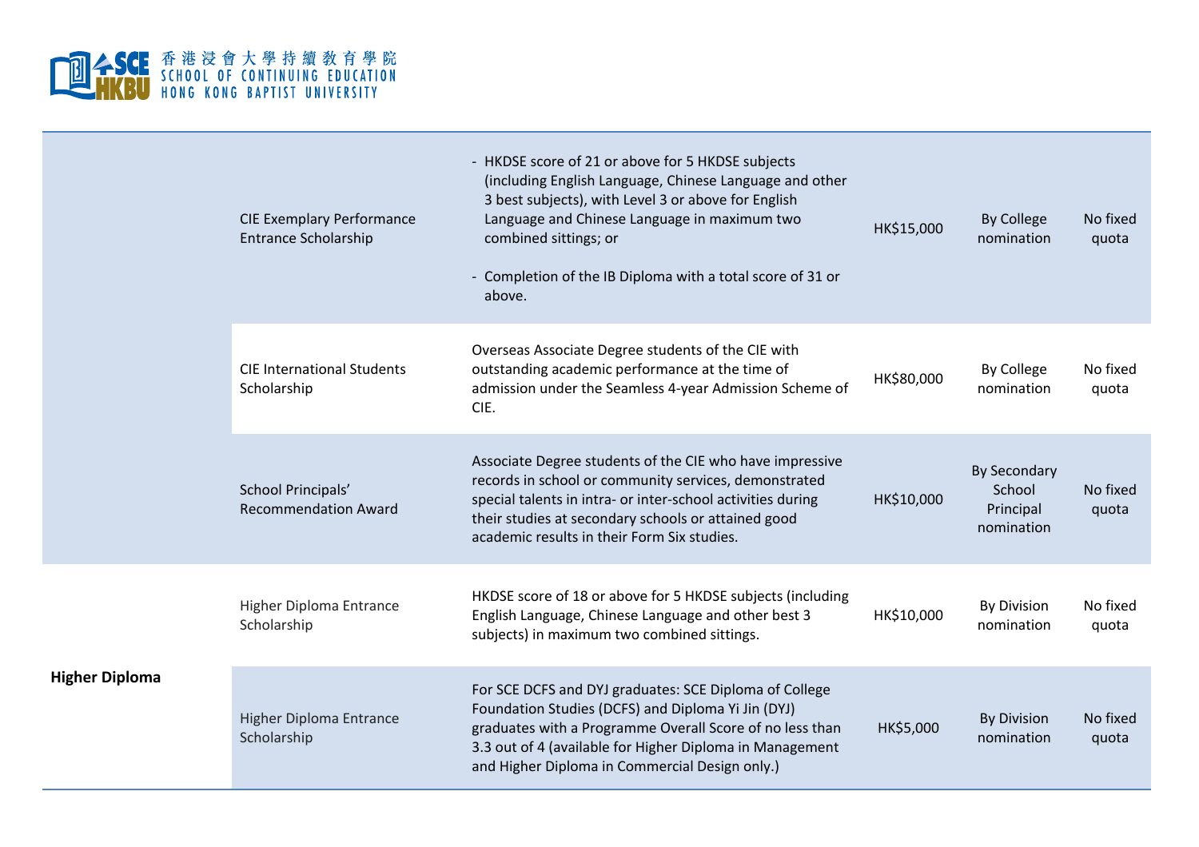| | | | | | |
|---|---|---|---|---|---|
| | CIE Exemplary Performance Entrance Scholarship | - HKDSE score of 21 or above for 5 HKDSE subjects (including English Language, Chinese Language and other 3 best subjects), with Level 3 or above for English Language and Chinese Language in maximum two combined sittings; or<br>- Completion of the IB Diploma with a total score of 31 or above. | HK$15,000 | By College nomination | No fixed quota |
| | CIE International Students Scholarship | Overseas Associate Degree students of the CIE with outstanding academic performance at the time of admission under the Seamless 4-year Admission Scheme of CIE. | HK$80,000 | By College nomination | No fixed quota |
| | School Principals' Recommendation Award | Associate Degree students of the CIE who have impressive records in school or community services, demonstrated special talents in intra- or inter-school activities during their studies at secondary schools or attained good academic results in their Form Six studies. | HK$10,000 | By Secondary School Principal nomination | No fixed quota |
| **Higher Diploma** | Higher Diploma Entrance Scholarship | HKDSE score of 18 or above for 5 HKDSE subjects (including English Language, Chinese Language and other best 3 subjects) in maximum two combined sittings. | HK$10,000 | By Division nomination | No fixed quota |
| | Higher Diploma Entrance Scholarship | For SCE DCFS and DYJ graduates: SCE Diploma of College Foundation Studies (DCFS) and Diploma Yi Jin (DYJ) graduates with a Programme Overall Score of no less than 3.3 out of 4 (available for Higher Diploma in Management and Higher Diploma in Commercial Design only.) | HK$5,000 | By Division nomination | No fixed quota |